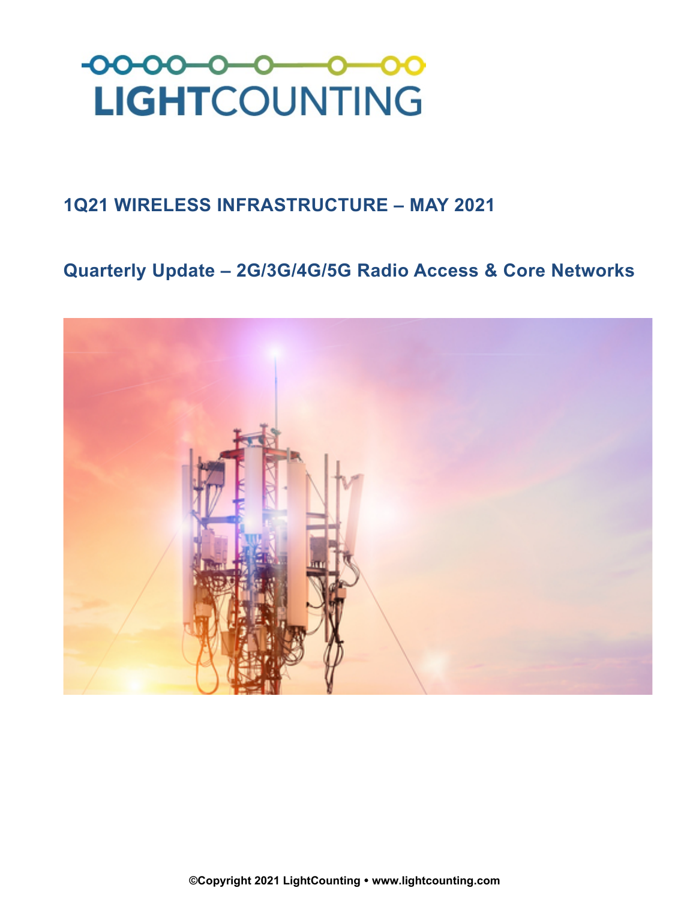# LIGHTCOUNTING

## 1Q21 WIRELESS INFRASTRUCTURE – MAY 2021

## Quarterly Update – 2G/3G/4G/5G Radio Access & Core Networks

**©Copyright 2021 LightCounting • www.lightcounting.com**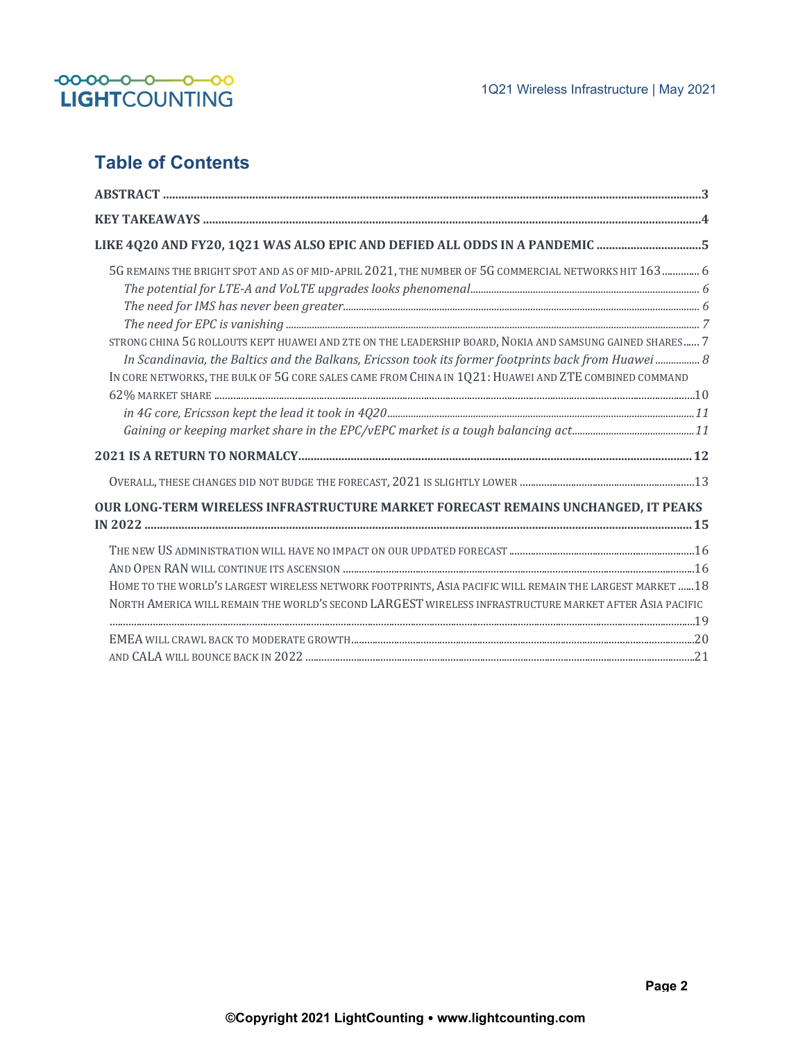## Table of Contents

**ABSTRACT** ..... 3

**KEY TAKEAWAYS** ..... 4

**LIKE 4Q20 AND FY20, 1Q21 WAS ALSO EPIC AND DEFIED ALL ODDS IN A PANDEMIC** ..... 5

- 5G REMAINS THE BRIGHT SPOT AND AS OF MID-APRIL 2021, THE NUMBER OF 5G COMMERCIAL NETWORKS HIT 163 ..... 6
  - *The potential for LTE-A and VoLTE upgrades looks phenomenal* ..... 6
  - *The need for IMS has never been greater* ..... 6
  - *The need for EPC is vanishing* ..... 7
- STRONG CHINA 5G ROLLOUTS KEPT HUAWEI AND ZTE ON THE LEADERSHIP BOARD, NOKIA AND SAMSUNG GAINED SHARES ..... 7
  - *In Scandinavia, the Baltics and the Balkans, Ericsson took its former footprints back from Huawei* ..... 8
- IN CORE NETWORKS, THE BULK OF 5G CORE SALES CAME FROM CHINA IN 1Q21: HUAWEI AND ZTE COMBINED COMMAND 62% MARKET SHARE ..... 10
  - *in 4G core, Ericsson kept the lead it took in 4Q20* ..... 11
  - *Gaining or keeping market share in the EPC/vEPC market is a tough balancing act* ..... 11

**2021 IS A RETURN TO NORMALCY** ..... 12

- OVERALL, THESE CHANGES DID NOT BUDGE THE FORECAST, 2021 IS SLIGHTLY LOWER ..... 13

**OUR LONG-TERM WIRELESS INFRASTRUCTURE MARKET FORECAST REMAINS UNCHANGED, IT PEAKS IN 2022** ..... 15

- THE NEW US ADMINISTRATION WILL HAVE NO IMPACT ON OUR UPDATED FORECAST ..... 16
- AND OPEN RAN WILL CONTINUE ITS ASCENSION ..... 16
- HOME TO THE WORLD'S LARGEST WIRELESS NETWORK FOOTPRINTS, ASIA PACIFIC WILL REMAIN THE LARGEST MARKET ..... 18
- NORTH AMERICA WILL REMAIN THE WORLD'S SECOND LARGEST WIRELESS INFRASTRUCTURE MARKET AFTER ASIA PACIFIC ..... 19
- EMEA WILL CRAWL BACK TO MODERATE GROWTH ..... 20
- AND CALA WILL BOUNCE BACK IN 2022 ..... 21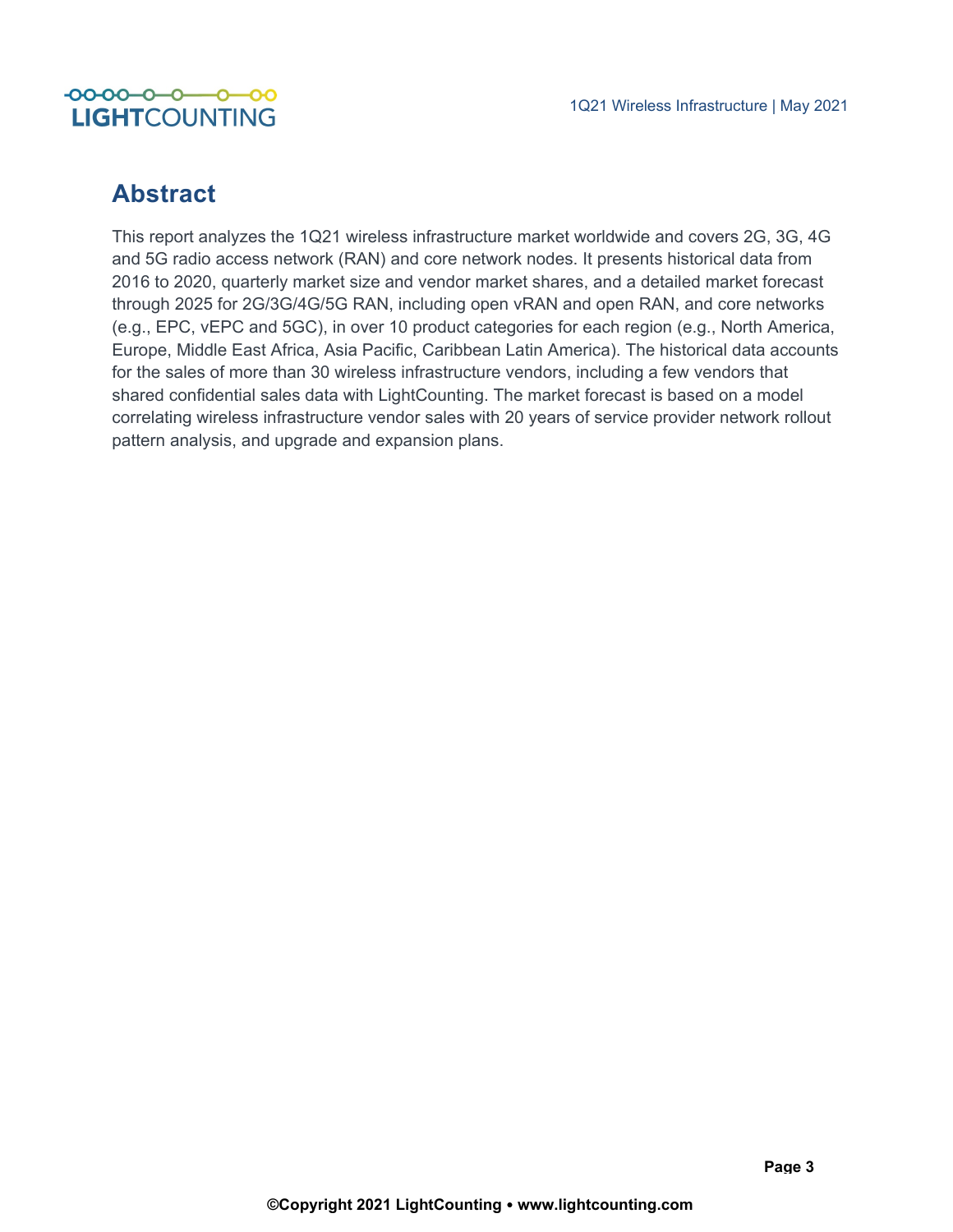## Abstract

This report analyzes the 1Q21 wireless infrastructure market worldwide and covers 2G, 3G, 4G and 5G radio access network (RAN) and core network nodes. It presents historical data from 2016 to 2020, quarterly market size and vendor market shares, and a detailed market forecast through 2025 for 2G/3G/4G/5G RAN, including open vRAN and open RAN, and core networks (e.g., EPC, vEPC and 5GC), in over 10 product categories for each region (e.g., North America, Europe, Middle East Africa, Asia Pacific, Caribbean Latin America). The historical data accounts for the sales of more than 30 wireless infrastructure vendors, including a few vendors that shared confidential sales data with LightCounting. The market forecast is based on a model correlating wireless infrastructure vendor sales with 20 years of service provider network rollout pattern analysis, and upgrade and expansion plans.